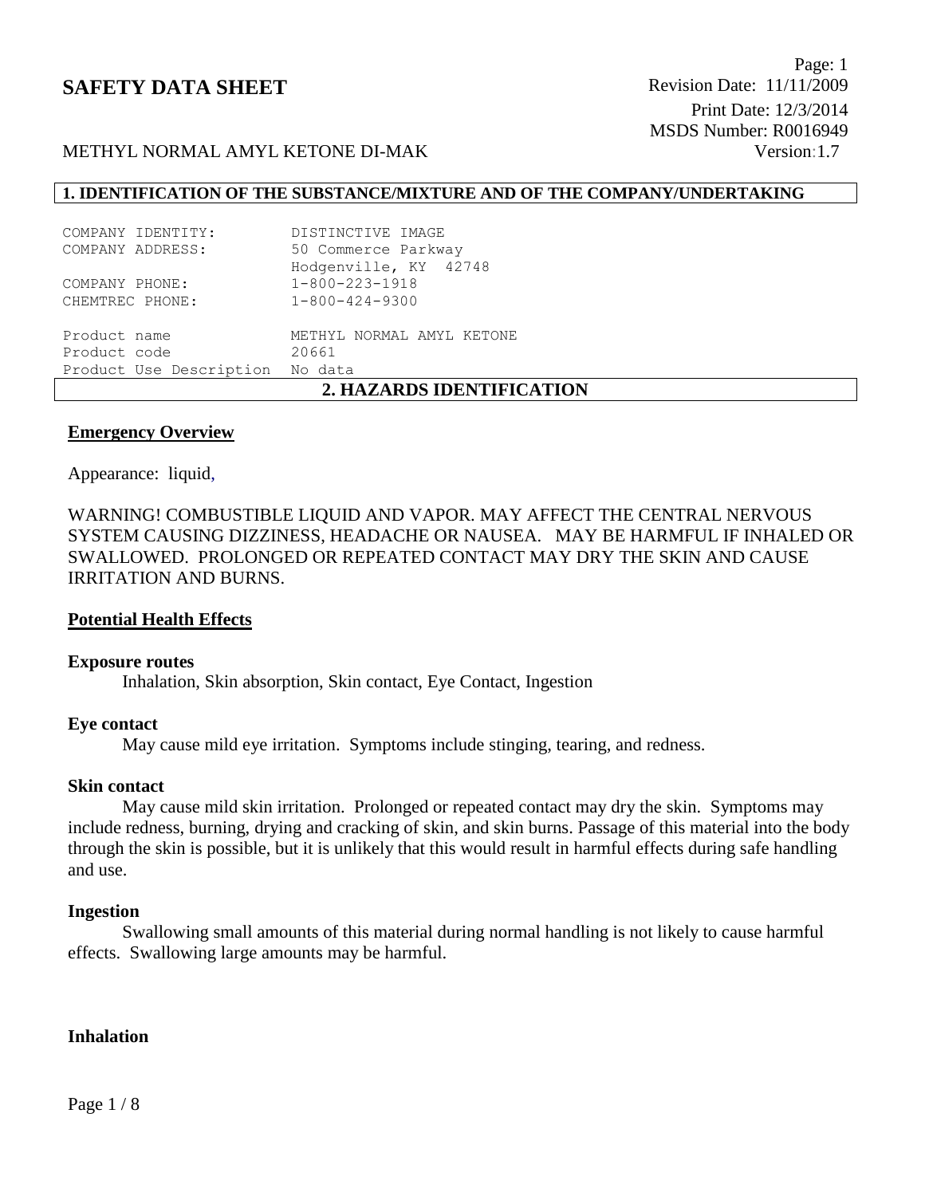# SAFETY DATA SHEET

Page: 1
Revision Date: 11/11/2009
Print Date: 12/3/2014
MSDS Number: R0016949
Version:1.7

METHYL NORMAL AMYL KETONE DI-MAK

## 1. IDENTIFICATION OF THE SUBSTANCE/MIXTURE AND OF THE COMPANY/UNDERTAKING

| | |
|---|---|
| COMPANY IDENTITY: | DISTINCTIVE IMAGE |
| COMPANY ADDRESS: | 50 Commerce Parkway<br>Hodgenville, KY 42748 |
| COMPANY PHONE: | 1-800-223-1918 |
| CHEMTREC PHONE: | 1-800-424-9300 |

| | |
|---|---|
| Product name | METHYL NORMAL AMYL KETONE |
| Product code | 20661 |
| Product Use Description | No data |

## 2. HAZARDS IDENTIFICATION

**Emergency Overview**

Appearance: liquid,

WARNING! COMBUSTIBLE LIQUID AND VAPOR. MAY AFFECT THE CENTRAL NERVOUS SYSTEM CAUSING DIZZINESS, HEADACHE OR NAUSEA. MAY BE HARMFUL IF INHALED OR SWALLOWED. PROLONGED OR REPEATED CONTACT MAY DRY THE SKIN AND CAUSE IRRITATION AND BURNS.

**Potential Health Effects**

**Exposure routes**

Inhalation, Skin absorption, Skin contact, Eye Contact, Ingestion

**Eye contact**

May cause mild eye irritation. Symptoms include stinging, tearing, and redness.

**Skin contact**

May cause mild skin irritation. Prolonged or repeated contact may dry the skin. Symptoms may include redness, burning, drying and cracking of skin, and skin burns. Passage of this material into the body through the skin is possible, but it is unlikely that this would result in harmful effects during safe handling and use.

**Ingestion**

Swallowing small amounts of this material during normal handling is not likely to cause harmful effects. Swallowing large amounts may be harmful.

**Inhalation**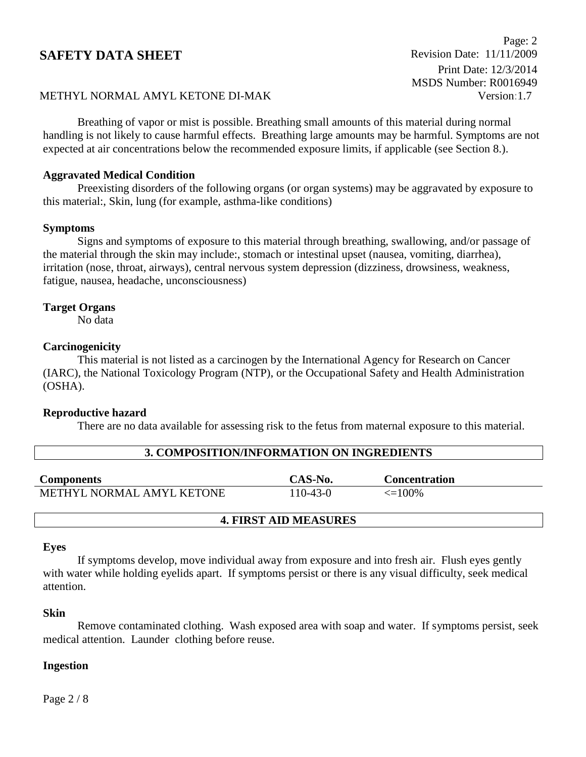Breathing of vapor or mist is possible. Breathing small amounts of this material during normal handling is not likely to cause harmful effects. Breathing large amounts may be harmful. Symptoms are not expected at air concentrations below the recommended exposure limits, if applicable (see Section 8.).

**Aggravated Medical Condition**

Preexisting disorders of the following organs (or organ systems) may be aggravated by exposure to this material:, Skin, lung (for example, asthma-like conditions)

**Symptoms**

Signs and symptoms of exposure to this material through breathing, swallowing, and/or passage of the material through the skin may include:, stomach or intestinal upset (nausea, vomiting, diarrhea), irritation (nose, throat, airways), central nervous system depression (dizziness, drowsiness, weakness, fatigue, nausea, headache, unconsciousness)

**Target Organs**

No data

**Carcinogenicity**

This material is not listed as a carcinogen by the International Agency for Research on Cancer (IARC), the National Toxicology Program (NTP), or the Occupational Safety and Health Administration (OSHA).

**Reproductive hazard**

There are no data available for assessing risk to the fetus from maternal exposure to this material.

## 3. COMPOSITION/INFORMATION ON INGREDIENTS

| Components | CAS-No. | Concentration |
|---|---|---|
| METHYL NORMAL AMYL KETONE | 110-43-0 | <=100% |

## 4. FIRST AID MEASURES

**Eyes**

If symptoms develop, move individual away from exposure and into fresh air. Flush eyes gently with water while holding eyelids apart. If symptoms persist or there is any visual difficulty, seek medical attention.

**Skin**

Remove contaminated clothing. Wash exposed area with soap and water. If symptoms persist, seek medical attention. Launder clothing before reuse.

**Ingestion**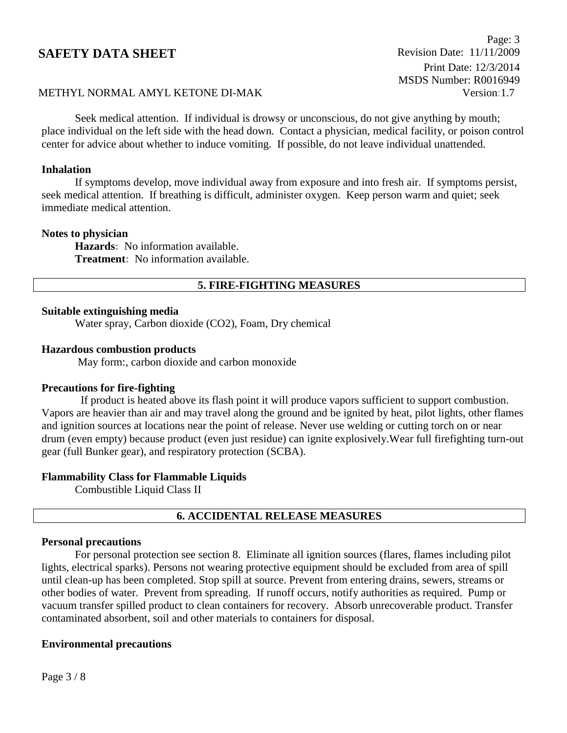Seek medical attention. If individual is drowsy or unconscious, do not give anything by mouth; place individual on the left side with the head down. Contact a physician, medical facility, or poison control center for advice about whether to induce vomiting. If possible, do not leave individual unattended.

**Inhalation**

If symptoms develop, move individual away from exposure and into fresh air. If symptoms persist, seek medical attention. If breathing is difficult, administer oxygen. Keep person warm and quiet; seek immediate medical attention.

**Notes to physician**

**Hazards:** No information available.
**Treatment:** No information available.

## 5. FIRE-FIGHTING MEASURES

**Suitable extinguishing media**

Water spray, Carbon dioxide ($CO_2$), Foam, Dry chemical

**Hazardous combustion products**

May form:, carbon dioxide and carbon monoxide

**Precautions for fire-fighting**

If product is heated above its flash point it will produce vapors sufficient to support combustion. Vapors are heavier than air and may travel along the ground and be ignited by heat, pilot lights, other flames and ignition sources at locations near the point of release. Never use welding or cutting torch on or near drum (even empty) because product (even just residue) can ignite explosively.Wear full firefighting turn-out gear (full Bunker gear), and respiratory protection (SCBA).

**Flammability Class for Flammable Liquids**

Combustible Liquid Class II

## 6. ACCIDENTAL RELEASE MEASURES

**Personal precautions**

For personal protection see section 8. Eliminate all ignition sources (flares, flames including pilot lights, electrical sparks). Persons not wearing protective equipment should be excluded from area of spill until clean-up has been completed. Stop spill at source. Prevent from entering drains, sewers, streams or other bodies of water. Prevent from spreading. If runoff occurs, notify authorities as required. Pump or vacuum transfer spilled product to clean containers for recovery. Absorb unrecoverable product. Transfer contaminated absorbent, soil and other materials to containers for disposal.

**Environmental precautions**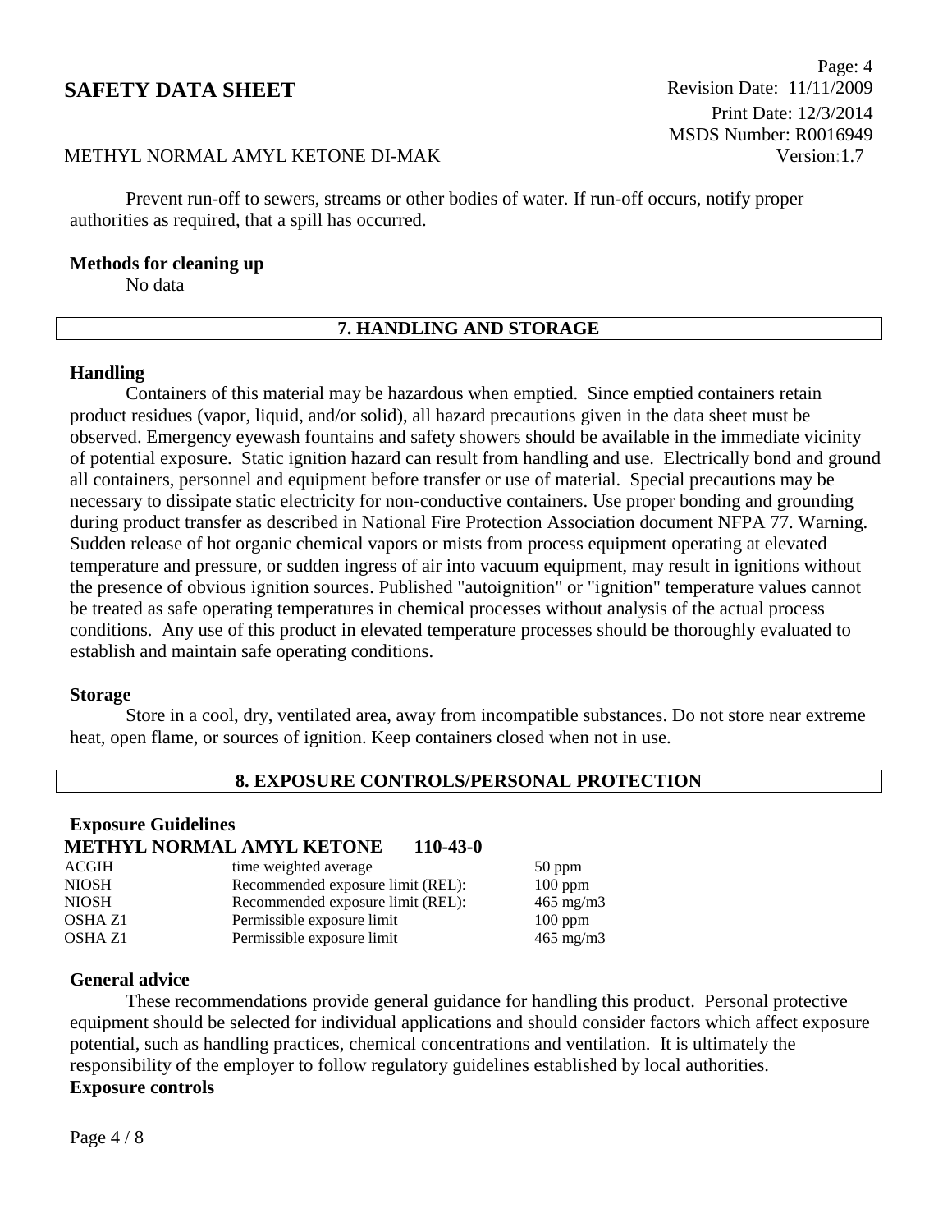Prevent run-off to sewers, streams or other bodies of water. If run-off occurs, notify proper authorities as required, that a spill has occurred.

**Methods for cleaning up**

No data

## 7. HANDLING AND STORAGE

**Handling**

Containers of this material may be hazardous when emptied. Since emptied containers retain product residues (vapor, liquid, and/or solid), all hazard precautions given in the data sheet must be observed. Emergency eyewash fountains and safety showers should be available in the immediate vicinity of potential exposure. Static ignition hazard can result from handling and use. Electrically bond and ground all containers, personnel and equipment before transfer or use of material. Special precautions may be necessary to dissipate static electricity for non-conductive containers. Use proper bonding and grounding during product transfer as described in National Fire Protection Association document NFPA 77. Warning. Sudden release of hot organic chemical vapors or mists from process equipment operating at elevated temperature and pressure, or sudden ingress of air into vacuum equipment, may result in ignitions without the presence of obvious ignition sources. Published "autoignition" or "ignition" temperature values cannot be treated as safe operating temperatures in chemical processes without analysis of the actual process conditions. Any use of this product in elevated temperature processes should be thoroughly evaluated to establish and maintain safe operating conditions.

**Storage**

Store in a cool, dry, ventilated area, away from incompatible substances. Do not store near extreme heat, open flame, or sources of ignition. Keep containers closed when not in use.

## 8. EXPOSURE CONTROLS/PERSONAL PROTECTION

**Exposure Guidelines**

**METHYL NORMAL AMYL KETONE 110-43-0**

| | | |
|---|---|---|
| ACGIH | time weighted average | 50 ppm |
| NIOSH | Recommended exposure limit (REL): | 100 ppm |
| NIOSH | Recommended exposure limit (REL): | 465 mg/m3 |
| OSHA Z1 | Permissible exposure limit | 100 ppm |
| OSHA Z1 | Permissible exposure limit | 465 mg/m3 |

**General advice**

These recommendations provide general guidance for handling this product. Personal protective equipment should be selected for individual applications and should consider factors which affect exposure potential, such as handling practices, chemical concentrations and ventilation. It is ultimately the responsibility of the employer to follow regulatory guidelines established by local authorities.

**Exposure controls**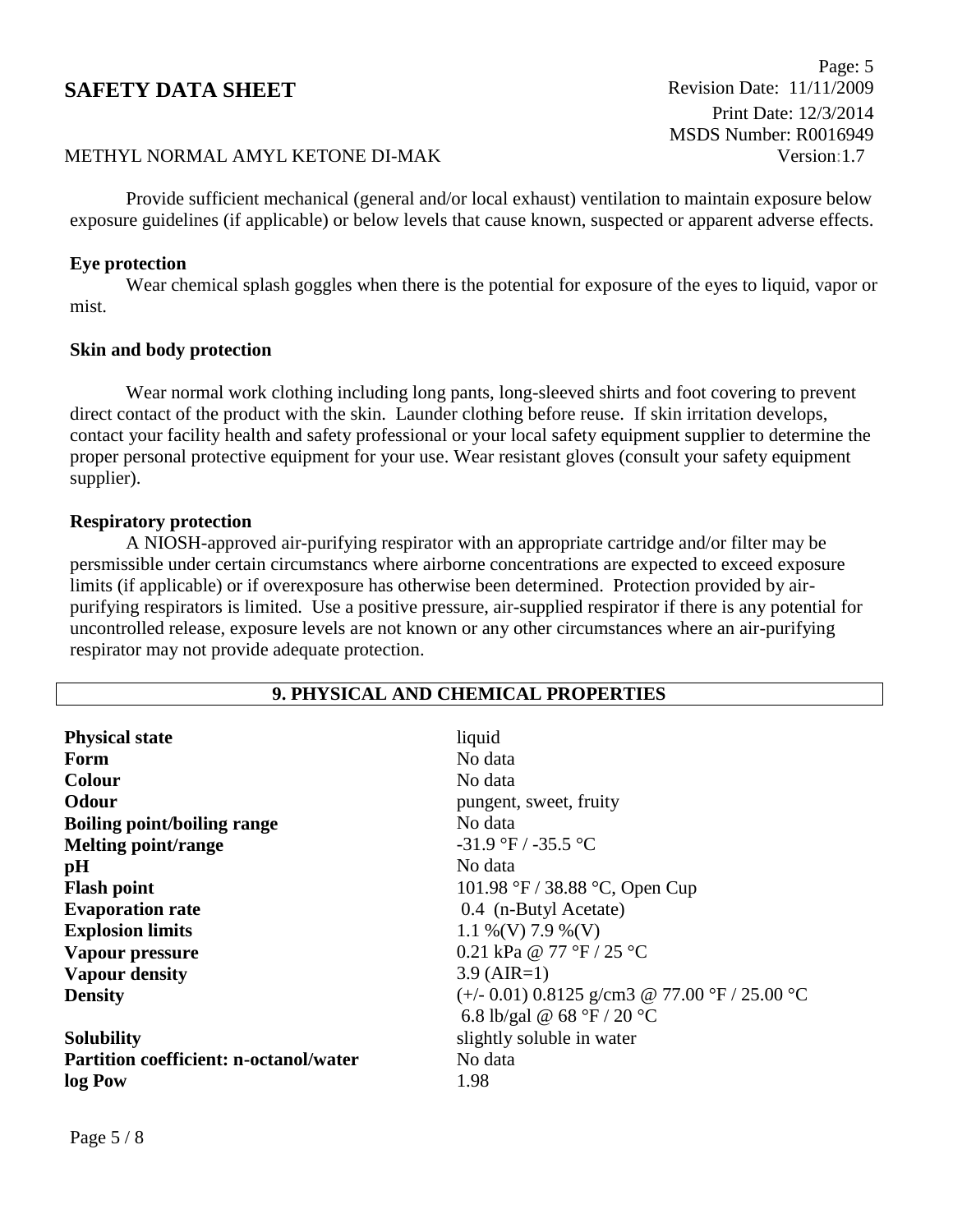Provide sufficient mechanical (general and/or local exhaust) ventilation to maintain exposure below exposure guidelines (if applicable) or below levels that cause known, suspected or apparent adverse effects.

**Eye protection**

Wear chemical splash goggles when there is the potential for exposure of the eyes to liquid, vapor or mist.

**Skin and body protection**

Wear normal work clothing including long pants, long-sleeved shirts and foot covering to prevent direct contact of the product with the skin. Launder clothing before reuse. If skin irritation develops, contact your facility health and safety professional or your local safety equipment supplier to determine the proper personal protective equipment for your use. Wear resistant gloves (consult your safety equipment supplier).

**Respiratory protection**

A NIOSH-approved air-purifying respirator with an appropriate cartridge and/or filter may be persmissible under certain circumstancs where airborne concentrations are expected to exceed exposure limits (if applicable) or if overexposure has otherwise been determined. Protection provided by air-purifying respirators is limited. Use a positive pressure, air-supplied respirator if there is any potential for uncontrolled release, exposure levels are not known or any other circumstances where an air-purifying respirator may not provide adequate protection.

## 9. PHYSICAL AND CHEMICAL PROPERTIES

| | |
|---|---|
| **Physical state** | liquid |
| **Form** | No data |
| **Colour** | No data |
| **Odour** | pungent, sweet, fruity |
| **Boiling point/boiling range** | No data |
| **Melting point/range** | -31.9 °F / -35.5 °C |
| **pH** | No data |
| **Flash point** | 101.98 °F / 38.88 °C, Open Cup |
| **Evaporation rate** | 0.4 (n-Butyl Acetate) |
| **Explosion limits** | 1.1 %(V) 7.9 %(V) |
| **Vapour pressure** | 0.21 kPa @ 77 °F / 25 °C |
| **Vapour density** | 3.9 (AIR=1) |
| **Density** | (+/- 0.01) 0.8125 g/cm3 @ 77.00 °F / 25.00 °C<br>6.8 lb/gal @ 68 °F / 20 °C |
| **Solubility** | slightly soluble in water |
| **Partition coefficient: n-octanol/water** | No data |
| **log Pow** | 1.98 |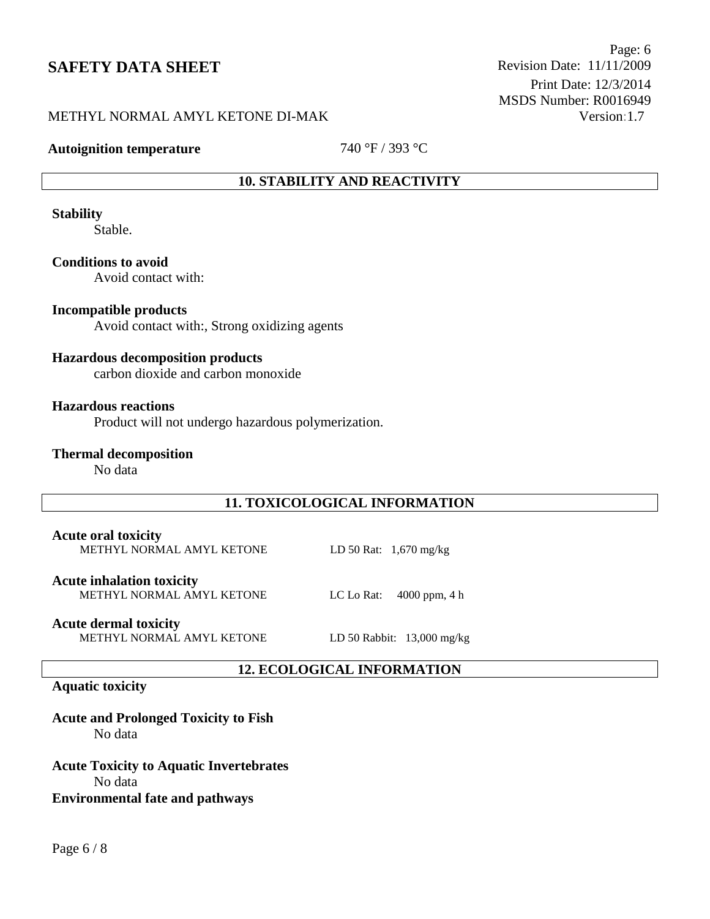**Autoignition temperature** 740 °F / 393 °C

## 10. STABILITY AND REACTIVITY

**Stability**
Stable.

**Conditions to avoid**
Avoid contact with:

**Incompatible products**
Avoid contact with:, Strong oxidizing agents

**Hazardous decomposition products**
carbon dioxide and carbon monoxide

**Hazardous reactions**
Product will not undergo hazardous polymerization.

**Thermal decomposition**
No data

## 11. TOXICOLOGICAL INFORMATION

**Acute oral toxicity**

| | |
|---|---|
| METHYL NORMAL AMYL KETONE | LD 50 Rat: 1,670 mg/kg |

**Acute inhalation toxicity**

| | |
|---|---|
| METHYL NORMAL AMYL KETONE | LC Lo Rat: 4000 ppm, 4 h |

**Acute dermal toxicity**

| | |
|---|---|
| METHYL NORMAL AMYL KETONE | LD 50 Rabbit: 13,000 mg/kg |

## 12. ECOLOGICAL INFORMATION

**Aquatic toxicity**

**Acute and Prolonged Toxicity to Fish**
No data

**Acute Toxicity to Aquatic Invertebrates**
No data

**Environmental fate and pathways**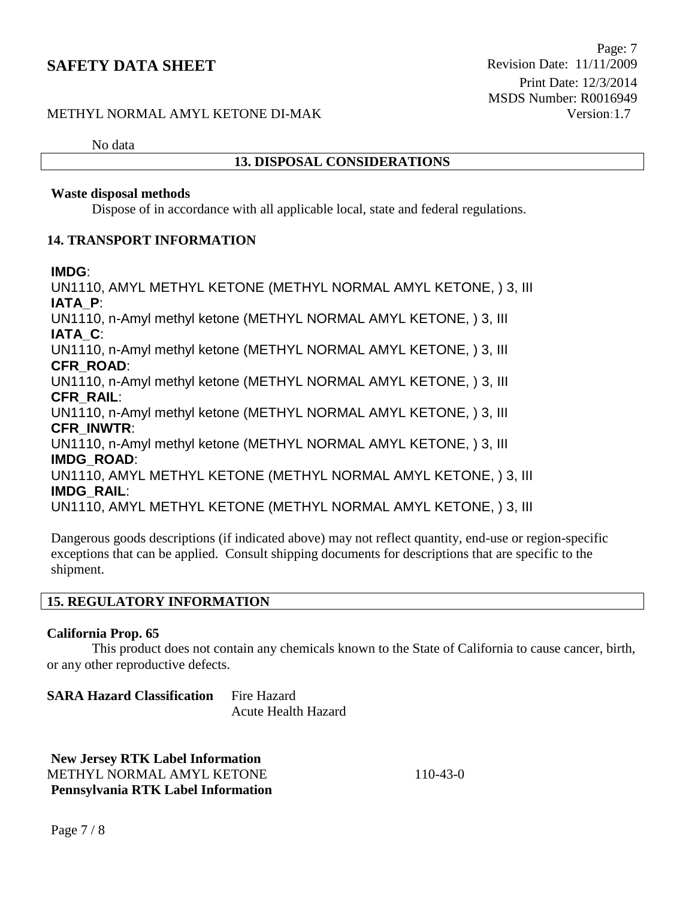No data

## 13. DISPOSAL CONSIDERATIONS

**Waste disposal methods**

Dispose of in accordance with all applicable local, state and federal regulations.

## 14. TRANSPORT INFORMATION

**IMDG**:
UN1110, AMYL METHYL KETONE (METHYL NORMAL AMYL KETONE, ) 3, III
**IATA_P**:
UN1110, n-Amyl methyl ketone (METHYL NORMAL AMYL KETONE, ) 3, III
**IATA_C**:
UN1110, n-Amyl methyl ketone (METHYL NORMAL AMYL KETONE, ) 3, III
**CFR_ROAD**:
UN1110, n-Amyl methyl ketone (METHYL NORMAL AMYL KETONE, ) 3, III
**CFR_RAIL**:
UN1110, n-Amyl methyl ketone (METHYL NORMAL AMYL KETONE, ) 3, III
**CFR_INWTR**:
UN1110, n-Amyl methyl ketone (METHYL NORMAL AMYL KETONE, ) 3, III
**IMDG_ROAD**:
UN1110, AMYL METHYL KETONE (METHYL NORMAL AMYL KETONE, ) 3, III
**IMDG_RAIL**:
UN1110, AMYL METHYL KETONE (METHYL NORMAL AMYL KETONE, ) 3, III

Dangerous goods descriptions (if indicated above) may not reflect quantity, end-use or region-specific exceptions that can be applied. Consult shipping documents for descriptions that are specific to the shipment.

## 15. REGULATORY INFORMATION

**California Prop. 65**

This product does not contain any chemicals known to the State of California to cause cancer, birth, or any other reproductive defects.

**SARA Hazard Classification** Fire Hazard
Acute Health Hazard

**New Jersey RTK Label Information**
METHYL NORMAL AMYL KETONE 110-43-0
**Pennsylvania RTK Label Information**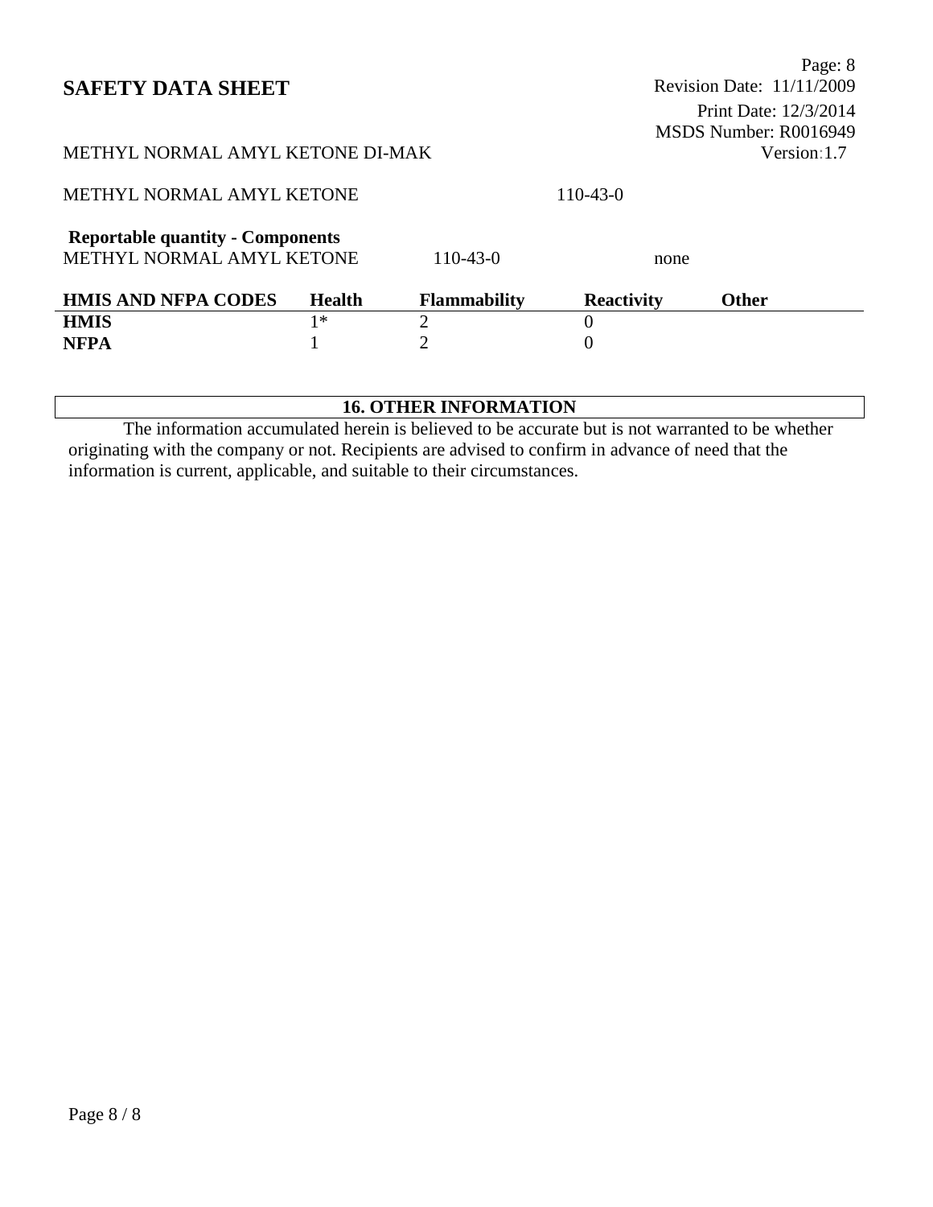METHYL NORMAL AMYL KETONE 110-43-0

**Reportable quantity - Components**

| | | |
|---|---|---|
| METHYL NORMAL AMYL KETONE | 110-43-0 | none |

| HMIS AND NFPA CODES | Health | Flammability | Reactivity | Other |
|---|---|---|---|---|
| **HMIS** | 1* | 2 | 0 | |
| **NFPA** | 1 | 2 | 0 | |

## 16. OTHER INFORMATION

The information accumulated herein is believed to be accurate but is not warranted to be whether originating with the company or not. Recipients are advised to confirm in advance of need that the information is current, applicable, and suitable to their circumstances.